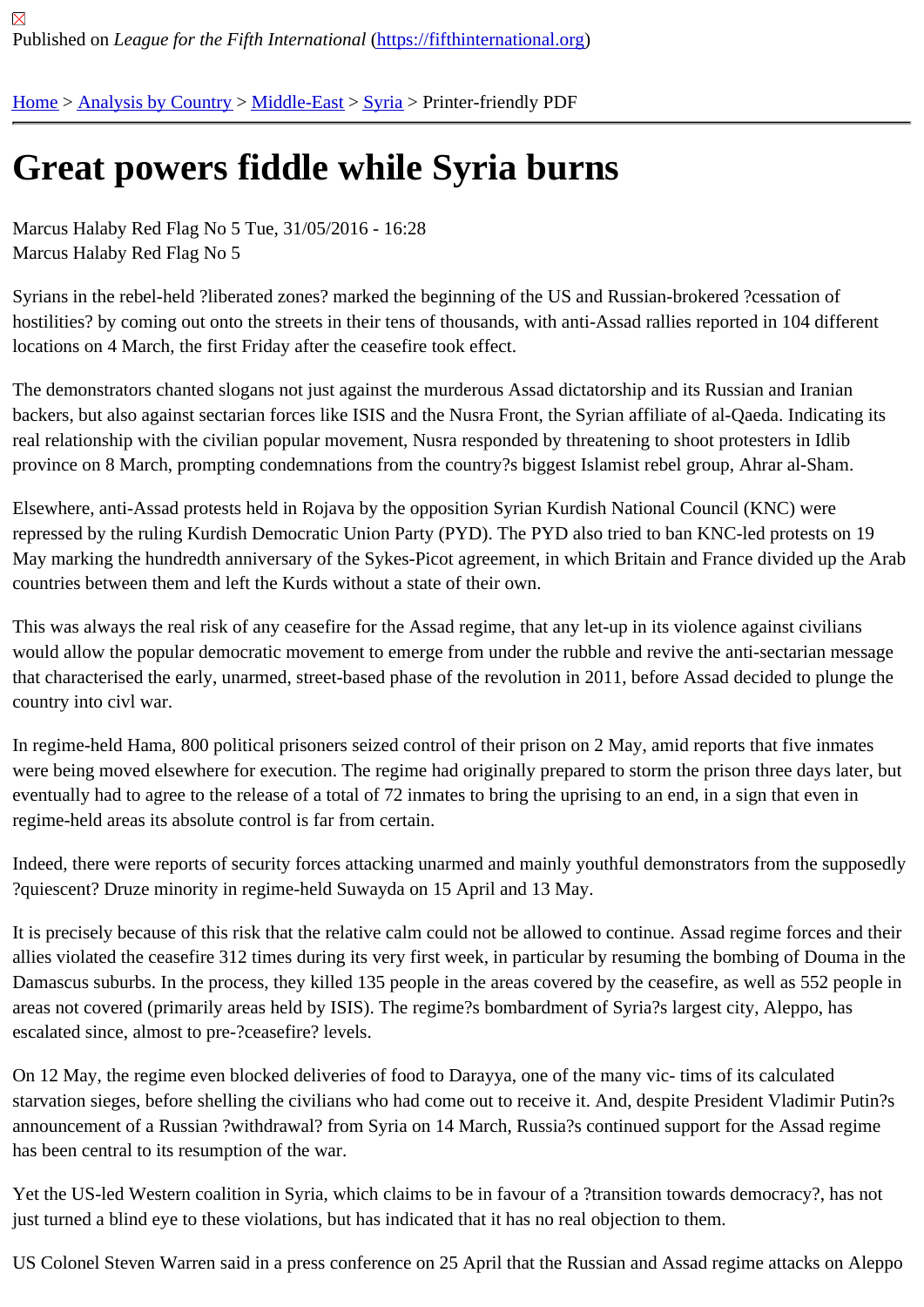Published on *League for the Fifth International* (https://fifthinternational.org)

Home > Analysis by Country > Middle-East > Syria > Printer-friendly PDF

# Great powers fiddle while Syria burns

Marcus Halaby Red Flag No 5 Tue, 31/05/2016 - 16:28
Marcus Halaby Red Flag No 5

Syrians in the rebel-held ?liberated zones? marked the beginning of the US and Russian-brokered ?cessation of hostilities? by coming out onto the streets in their tens of thousands, with anti-Assad rallies reported in 104 different locations on 4 March, the first Friday after the ceasefire took effect.

The demonstrators chanted slogans not just against the murderous Assad dictatorship and its Russian and Iranian backers, but also against sectarian forces like ISIS and the Nusra Front, the Syrian affiliate of al-Qaeda. Indicating its real relationship with the civilian popular movement, Nusra responded by threatening to shoot protesters in Idlib province on 8 March, prompting condemnations from the country?s biggest Islamist rebel group, Ahrar al-Sham.

Elsewhere, anti-Assad protests held in Rojava by the opposition Syrian Kurdish National Council (KNC) were repressed by the ruling Kurdish Democratic Union Party (PYD). The PYD also tried to ban KNC-led protests on 19 May marking the hundredth anniversary of the Sykes-Picot agreement, in which Britain and France divided up the Arab countries between them and left the Kurds without a state of their own.

This was always the real risk of any ceasefire for the Assad regime, that any let-up in its violence against civilians would allow the popular democratic movement to emerge from under the rubble and revive the anti-sectarian message that characterised the early, unarmed, street-based phase of the revolution in 2011, before Assad decided to plunge the country into civl war.

In regime-held Hama, 800 political prisoners seized control of their prison on 2 May, amid reports that five inmates were being moved elsewhere for execution. The regime had originally prepared to storm the prison three days later, but eventually had to agree to the release of a total of 72 inmates to bring the uprising to an end, in a sign that even in regime-held areas its absolute control is far from certain.

Indeed, there were reports of security forces attacking unarmed and mainly youthful demonstrators from the supposedly ?quiescent? Druze minority in regime-held Suwayda on 15 April and 13 May.

It is precisely because of this risk that the relative calm could not be allowed to continue. Assad regime forces and their allies violated the ceasefire 312 times during its very first week, in particular by resuming the bombing of Douma in the Damascus suburbs. In the process, they killed 135 people in the areas covered by the ceasefire, as well as 552 people in areas not covered (primarily areas held by ISIS). The regime?s bombardment of Syria?s largest city, Aleppo, has escalated since, almost to pre-?ceasefire? levels.

On 12 May, the regime even blocked deliveries of food to Darayya, one of the many vic- tims of its calculated starvation sieges, before shelling the civilians who had come out to receive it. And, despite President Vladimir Putin?s announcement of a Russian ?withdrawal? from Syria on 14 March, Russia?s continued support for the Assad regime has been central to its resumption of the war.

Yet the US-led Western coalition in Syria, which claims to be in favour of a ?transition towards democracy?, has not just turned a blind eye to these violations, but has indicated that it has no real objection to them.

US Colonel Steven Warren said in a press conference on 25 April that the Russian and Assad regime attacks on Aleppo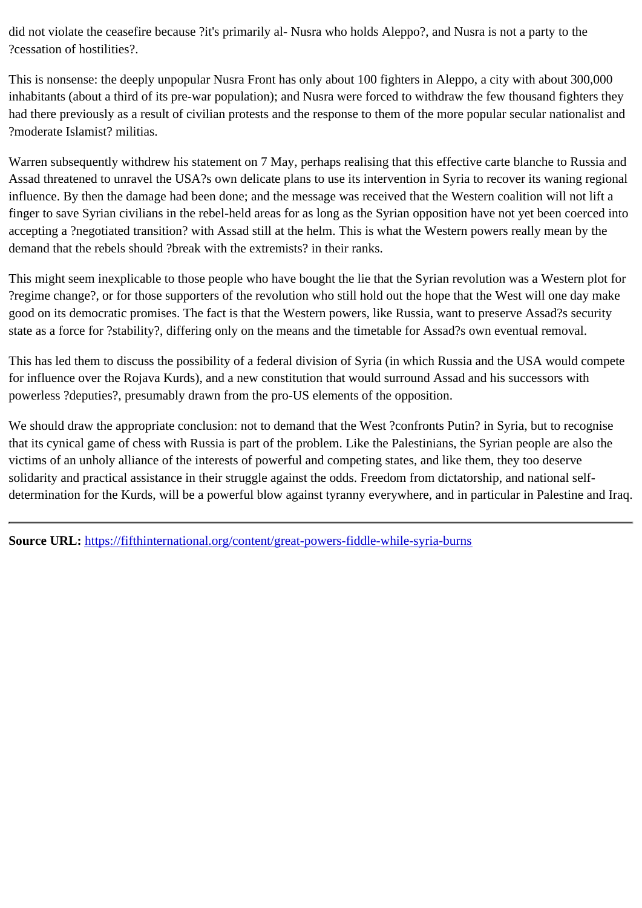did not violate the ceasefire because ?it's primarily al- Nusra who holds Aleppo?, and Nusra is not a party to the ?cessation of hostilities?.

This is nonsense: the deeply unpopular Nusra Front has only about 100 fighters in Aleppo, a city with about 300,000 inhabitants (about a third of its pre-war population); and Nusra were forced to withdraw the few thousand fighters they had there previously as a result of civilian protests and the response to them of the more popular secular nationalist and ?moderate Islamist? militias.

Warren subsequently withdrew his statement on 7 May, perhaps realising that this effective carte blanche to Russia and Assad threatened to unravel the USA?s own delicate plans to use its intervention in Syria to recover its waning regional influence. By then the damage had been done; and the message was received that the Western coalition will not lift a finger to save Syrian civilians in the rebel-held areas for as long as the Syrian opposition have not yet been coerced into accepting a ?negotiated transition? with Assad still at the helm. This is what the Western powers really mean by the demand that the rebels should ?break with the extremists? in their ranks.

This might seem inexplicable to those people who have bought the lie that the Syrian revolution was a Western plot for ?regime change?, or for those supporters of the revolution who still hold out the hope that the West will one day make good on its democratic promises. The fact is that the Western powers, like Russia, want to preserve Assad?s security state as a force for ?stability?, differing only on the means and the timetable for Assad?s own eventual removal.

This has led them to discuss the possibility of a federal division of Syria (in which Russia and the USA would compete for influence over the Rojava Kurds), and a new constitution that would surround Assad and his successors with powerless ?deputies?, presumably drawn from the pro-US elements of the opposition.

We should draw the appropriate conclusion: not to demand that the West ?confronts Putin? in Syria, but to recognise that its cynical game of chess with Russia is part of the problem. Like the Palestinians, the Syrian people are also the victims of an unholy alliance of the interests of powerful and competing states, and like them, they too deserve solidarity and practical assistance in their struggle against the odds. Freedom from dictatorship, and national self-determination for the Kurds, will be a powerful blow against tyranny everywhere, and in particular in Palestine and Iraq.

---

**Source URL:** https://fifthinternational.org/content/great-powers-fiddle-while-syria-burns